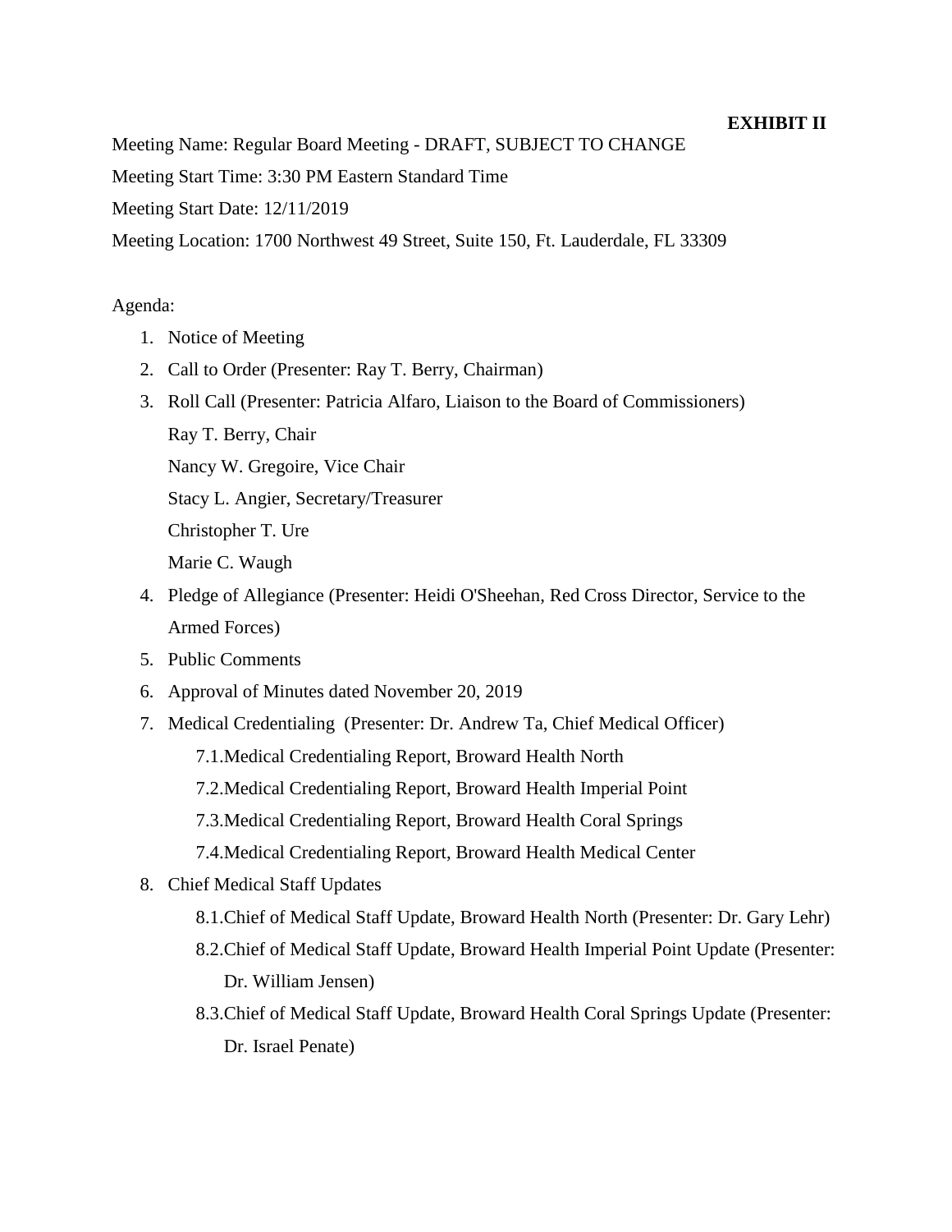**EXHIBIT II**

Meeting Name: Regular Board Meeting - DRAFT, SUBJECT TO CHANGE

Meeting Start Time: 3:30 PM Eastern Standard Time

Meeting Start Date: 12/11/2019

Meeting Location: 1700 Northwest 49 Street, Suite 150, Ft. Lauderdale, FL 33309

Agenda:

1. Notice of Meeting
2. Call to Order (Presenter: Ray T. Berry, Chairman)
3. Roll Call (Presenter: Patricia Alfaro, Liaison to the Board of Commissioners)

   Ray T. Berry, Chair

   Nancy W. Gregoire, Vice Chair

   Stacy L. Angier, Secretary/Treasurer

   Christopher T. Ure

   Marie C. Waugh
4. Pledge of Allegiance (Presenter: Heidi O'Sheehan, Red Cross Director, Service to the Armed Forces)
5. Public Comments
6. Approval of Minutes dated November 20, 2019
7. Medical Credentialing (Presenter: Dr. Andrew Ta, Chief Medical Officer)

   7.1. Medical Credentialing Report, Broward Health North

   7.2. Medical Credentialing Report, Broward Health Imperial Point

   7.3. Medical Credentialing Report, Broward Health Coral Springs

   7.4. Medical Credentialing Report, Broward Health Medical Center
8. Chief Medical Staff Updates

   8.1. Chief of Medical Staff Update, Broward Health North (Presenter: Dr. Gary Lehr)

   8.2. Chief of Medical Staff Update, Broward Health Imperial Point Update (Presenter: Dr. William Jensen)

   8.3. Chief of Medical Staff Update, Broward Health Coral Springs Update (Presenter: Dr. Israel Penate)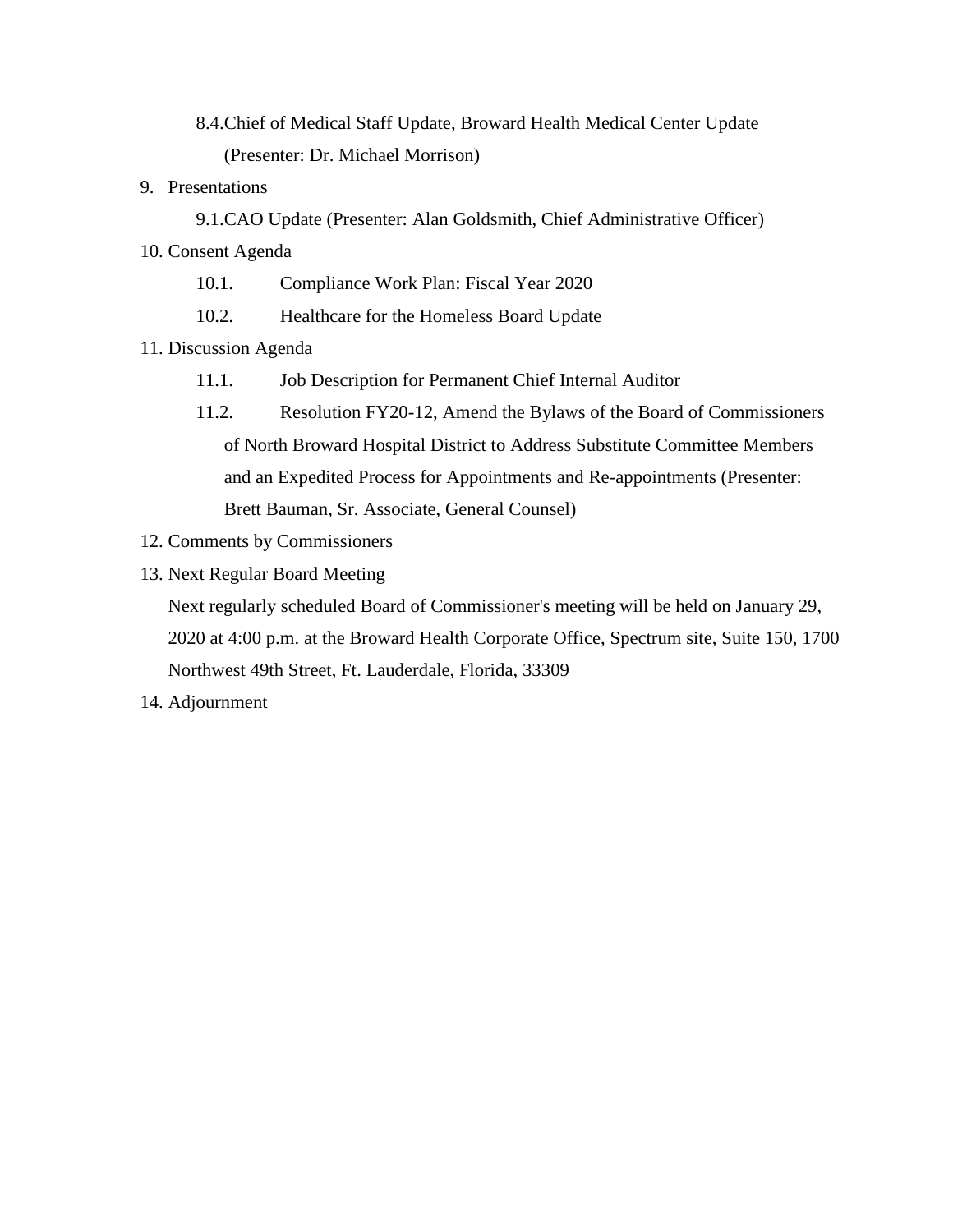8.4. Chief of Medical Staff Update, Broward Health Medical Center Update (Presenter: Dr. Michael Morrison)

9. Presentations

    9.1. CAO Update (Presenter: Alan Goldsmith, Chief Administrative Officer)

10. Consent Agenda

    10.1. Compliance Work Plan: Fiscal Year 2020

    10.2. Healthcare for the Homeless Board Update

11. Discussion Agenda

    11.1. Job Description for Permanent Chief Internal Auditor

    11.2. Resolution FY20-12, Amend the Bylaws of the Board of Commissioners of North Broward Hospital District to Address Substitute Committee Members and an Expedited Process for Appointments and Re-appointments (Presenter: Brett Bauman, Sr. Associate, General Counsel)

12. Comments by Commissioners

13. Next Regular Board Meeting

    Next regularly scheduled Board of Commissioner's meeting will be held on January 29, 2020 at 4:00 p.m. at the Broward Health Corporate Office, Spectrum site, Suite 150, 1700 Northwest 49th Street, Ft. Lauderdale, Florida, 33309

14. Adjournment